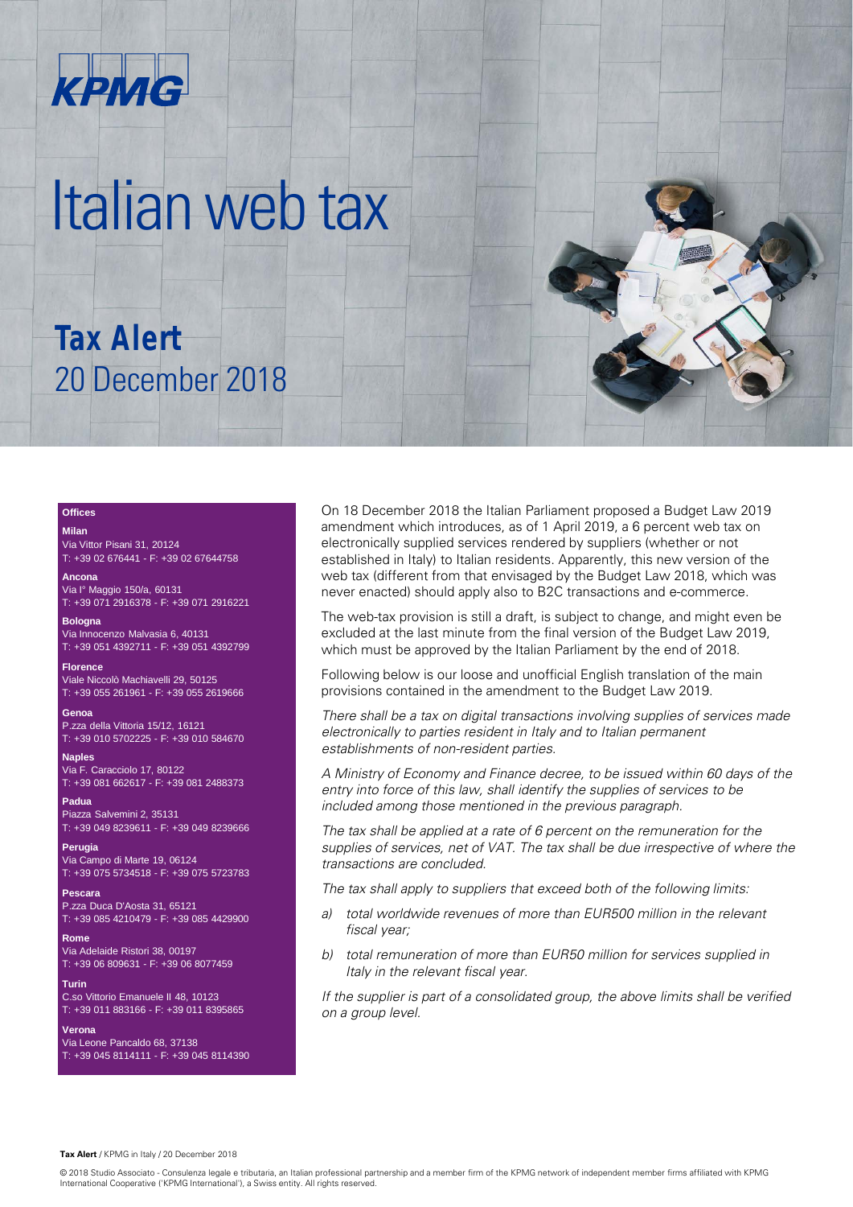KPMG

# Italian web tax

## Tax Alert

20 December 2018

**Offices**

**Milan**
Via Vittor Pisani 31, 20124
T: +39 02 676441 - F: +39 02 67644758

**Ancona**
Via I° Maggio 150/a, 60131
T: +39 071 2916378 - F: +39 071 2916221

**Bologna**
Via Innocenzo Malvasia 6, 40131
T: +39 051 4392711 - F: +39 051 4392799

**Florence**
Viale Niccolò Machiavelli 29, 50125
T: +39 055 261961 - F: +39 055 2619666

**Genoa**
P.zza della Vittoria 15/12, 16121
T: +39 010 5702225 - F: +39 010 584670

**Naples**
Via F. Caracciolo 17, 80122
T: +39 081 662617 - F: +39 081 2488373

**Padua**
Piazza Salvemini 2, 35131
T: +39 049 8239611 - F: +39 049 8239666

**Perugia**
Via Campo di Marte 19, 06124
T: +39 075 5734518 - F: +39 075 5723783

**Pescara**
P.zza Duca D'Aosta 31, 65121
T: +39 085 4210479 - F: +39 085 4429900

**Rome**
Via Adelaide Ristori 38, 00197
T: +39 06 809631 - F: +39 06 8077459

**Turin**
C.so Vittorio Emanuele II 48, 10123
T: +39 011 883166 - F: +39 011 8395865

**Verona**
Via Leone Pancaldo 68, 37138
T: +39 045 8114111 - F: +39 045 8114390

On 18 December 2018 the Italian Parliament proposed a Budget Law 2019 amendment which introduces, as of 1 April 2019, a 6 percent web tax on electronically supplied services rendered by suppliers (whether or not established in Italy) to Italian residents. Apparently, this new version of the web tax (different from that envisaged by the Budget Law 2018, which was never enacted) should apply also to B2C transactions and e-commerce.

The web-tax provision is still a draft, is subject to change, and might even be excluded at the last minute from the final version of the Budget Law 2019, which must be approved by the Italian Parliament by the end of 2018.

Following below is our loose and unofficial English translation of the main provisions contained in the amendment to the Budget Law 2019.

*There shall be a tax on digital transactions involving supplies of services made electronically to parties resident in Italy and to Italian permanent establishments of non-resident parties.*

*A Ministry of Economy and Finance decree, to be issued within 60 days of the entry into force of this law, shall identify the supplies of services to be included among those mentioned in the previous paragraph.*

*The tax shall be applied at a rate of 6 percent on the remuneration for the supplies of services, net of VAT. The tax shall be due irrespective of where the transactions are concluded.*

*The tax shall apply to suppliers that exceed both of the following limits:*

- *a) total worldwide revenues of more than EUR500 million in the relevant fiscal year;*
- *b) total remuneration of more than EUR50 million for services supplied in Italy in the relevant fiscal year.*

*If the supplier is part of a consolidated group, the above limits shall be verified on a group level.*

© 2018 Studio Associato - Consulenza legale e tributaria, an Italian professional partnership and a member firm of the KPMG network of independent member firms affiliated with KPMG International Cooperative ('KPMG International'), a Swiss entity. All rights reserved.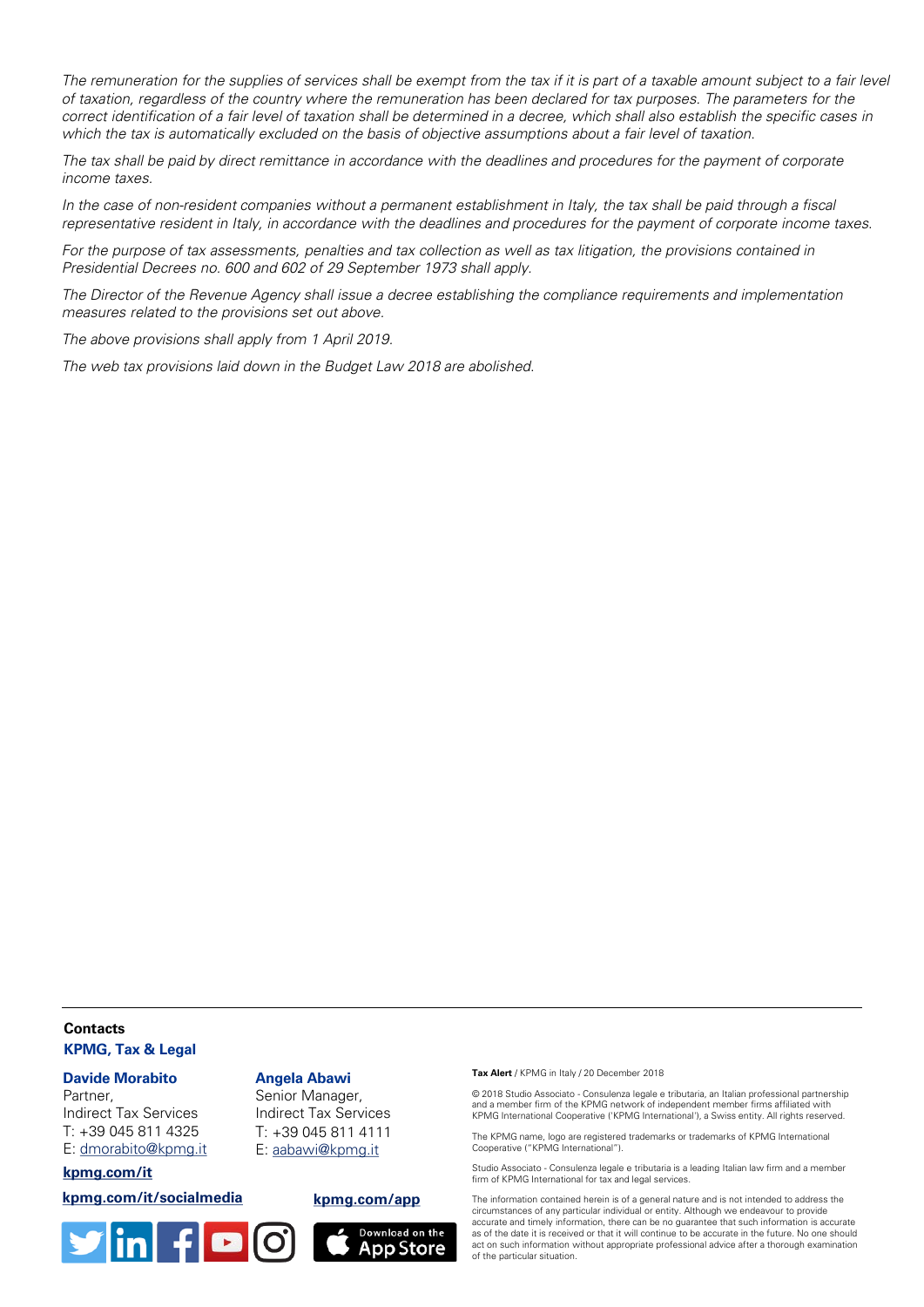*The remuneration for the supplies of services shall be exempt from the tax if it is part of a taxable amount subject to a fair level of taxation, regardless of the country where the remuneration has been declared for tax purposes. The parameters for the correct identification of a fair level of taxation shall be determined in a decree, which shall also establish the specific cases in which the tax is automatically excluded on the basis of objective assumptions about a fair level of taxation.*

*The tax shall be paid by direct remittance in accordance with the deadlines and procedures for the payment of corporate income taxes.*

*In the case of non-resident companies without a permanent establishment in Italy, the tax shall be paid through a fiscal representative resident in Italy, in accordance with the deadlines and procedures for the payment of corporate income taxes.*

*For the purpose of tax assessments, penalties and tax collection as well as tax litigation, the provisions contained in Presidential Decrees no. 600 and 602 of 29 September 1973 shall apply.*

*The Director of the Revenue Agency shall issue a decree establishing the compliance requirements and implementation measures related to the provisions set out above.*

*The above provisions shall apply from 1 April 2019.*

*The web tax provisions laid down in the Budget Law 2018 are abolished.*

---

**Contacts**

**KPMG, Tax & Legal**

**Davide Morabito**
Partner,
Indirect Tax Services
T: +39 045 811 4325
E: dmorabito@kpmg.it

**Angela Abawi**
Senior Manager,
Indirect Tax Services
T: +39 045 811 4111
E: aabawi@kpmg.it

**kpmg.com/it**

**kpmg.com/it/socialmedia**

**kpmg.com/app**

Download on the App Store

**Tax Alert** / KPMG in Italy / 20 December 2018

© 2018 Studio Associato - Consulenza legale e tributaria, an Italian professional partnership and a member firm of the KPMG network of independent member firms affiliated with KPMG International Cooperative ('KPMG International'), a Swiss entity. All rights reserved.

The KPMG name, logo are registered trademarks or trademarks of KPMG International Cooperative ("KPMG International").

Studio Associato - Consulenza legale e tributaria is a leading Italian law firm and a member firm of KPMG International for tax and legal services.

The information contained herein is of a general nature and is not intended to address the circumstances of any particular individual or entity. Although we endeavour to provide accurate and timely information, there can be no guarantee that such information is accurate as of the date it is received or that it will continue to be accurate in the future. No one should act on such information without appropriate professional advice after a thorough examination of the particular situation.